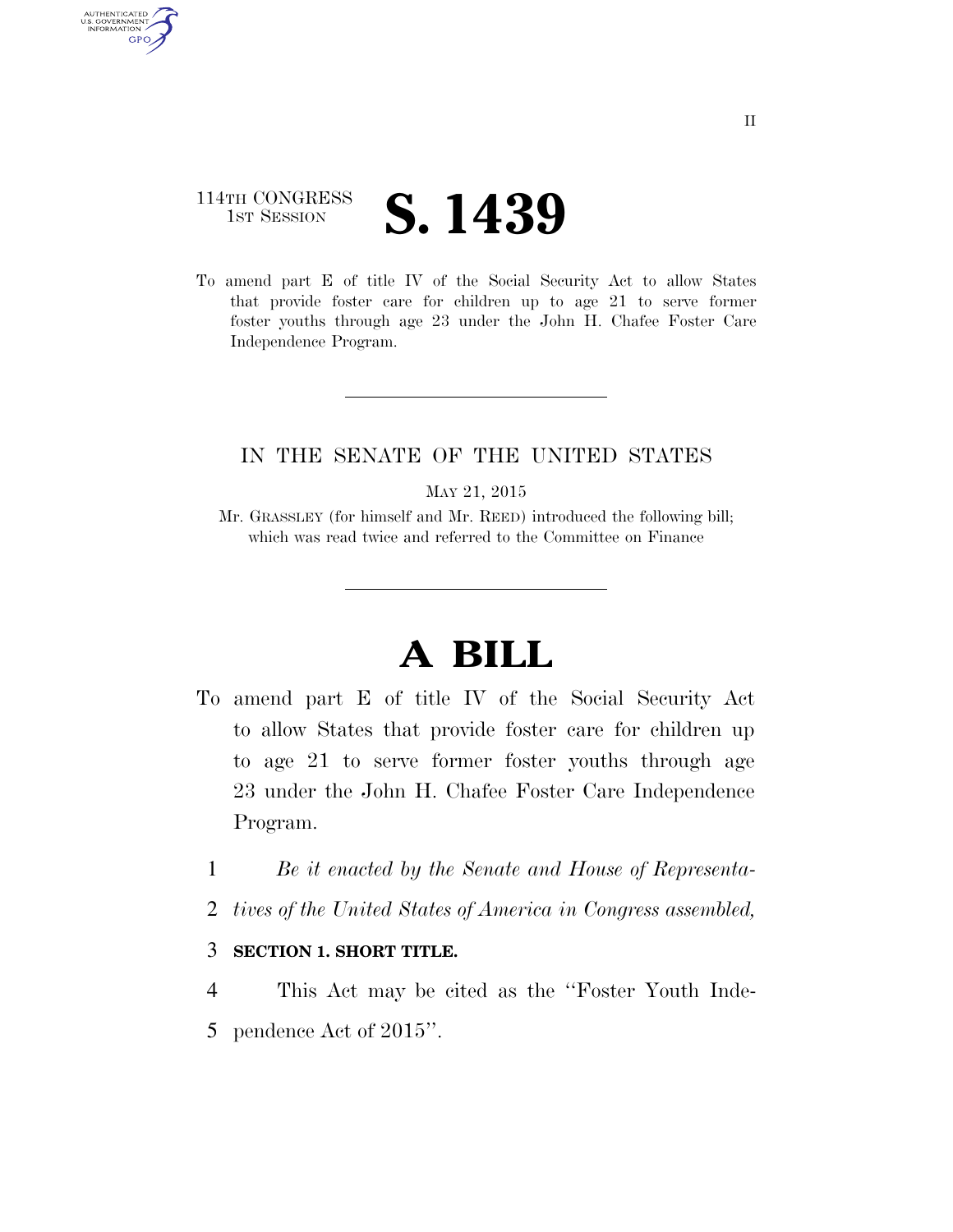114TH CONGRESS
1ST SESSION

# S. 1439

To amend part E of title IV of the Social Security Act to allow States that provide foster care for children up to age 21 to serve former foster youths through age 23 under the John H. Chafee Foster Care Independence Program.

IN THE SENATE OF THE UNITED STATES

MAY 21, 2015

Mr. GRASSLEY (for himself and Mr. REED) introduced the following bill; which was read twice and referred to the Committee on Finance

# A BILL

To amend part E of title IV of the Social Security Act to allow States that provide foster care for children up to age 21 to serve former foster youths through age 23 under the John H. Chafee Foster Care Independence Program.

1 *Be it enacted by the Senate and House of Representa-*
2 *tives of the United States of America in Congress assembled,*

3 **SECTION 1. SHORT TITLE.**

4 This Act may be cited as the "Foster Youth Inde-
5 pendence Act of 2015".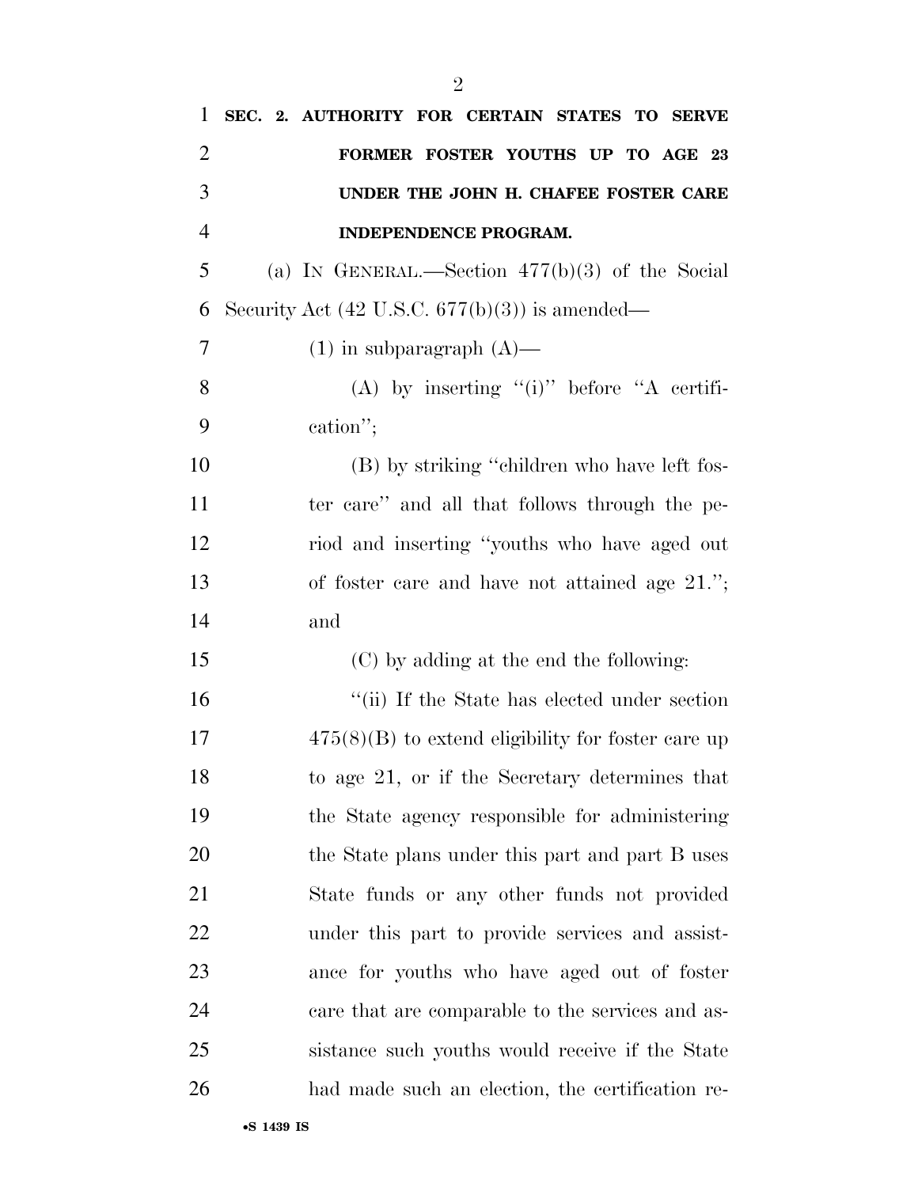**SEC. 2. AUTHORITY FOR CERTAIN STATES TO SERVE FORMER FOSTER YOUTHS UP TO AGE 23 UNDER THE JOHN H. CHAFEE FOSTER CARE INDEPENDENCE PROGRAM.**

(a) IN GENERAL.—Section 477(b)(3) of the Social Security Act (42 U.S.C. 677(b)(3)) is amended—

(1) in subparagraph (A)—

(A) by inserting "(i)" before "A certification";

(B) by striking "children who have left foster care" and all that follows through the period and inserting "youths who have aged out of foster care and have not attained age 21."; and

(C) by adding at the end the following:

"(ii) If the State has elected under section 475(8)(B) to extend eligibility for foster care up to age 21, or if the Secretary determines that the State agency responsible for administering the State plans under this part and part B uses State funds or any other funds not provided under this part to provide services and assistance for youths who have aged out of foster care that are comparable to the services and assistance such youths would receive if the State had made such an election, the certification re-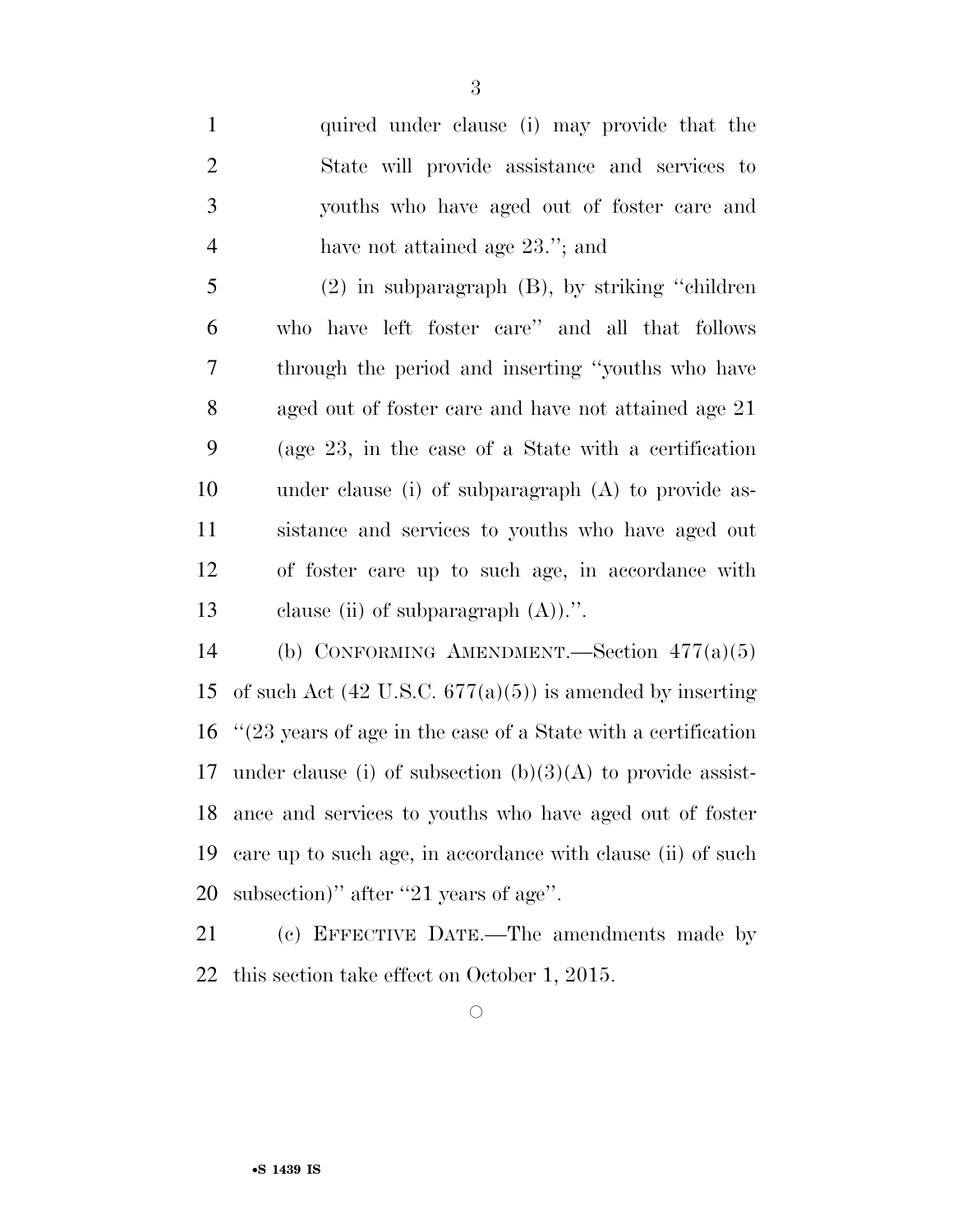quired under clause (i) may provide that the State will provide assistance and services to youths who have aged out of foster care and have not attained age 23.''; and

(2) in subparagraph (B), by striking ''children who have left foster care'' and all that follows through the period and inserting ''youths who have aged out of foster care and have not attained age 21 (age 23, in the case of a State with a certification under clause (i) of subparagraph (A) to provide assistance and services to youths who have aged out of foster care up to such age, in accordance with clause (ii) of subparagraph (A)).''.

(b) CONFORMING AMENDMENT.—Section 477(a)(5) of such Act (42 U.S.C. 677(a)(5)) is amended by inserting ''(23 years of age in the case of a State with a certification under clause (i) of subsection (b)(3)(A) to provide assistance and services to youths who have aged out of foster care up to such age, in accordance with clause (ii) of such subsection)'' after ''21 years of age''.

(c) EFFECTIVE DATE.—The amendments made by this section take effect on October 1, 2015.

○